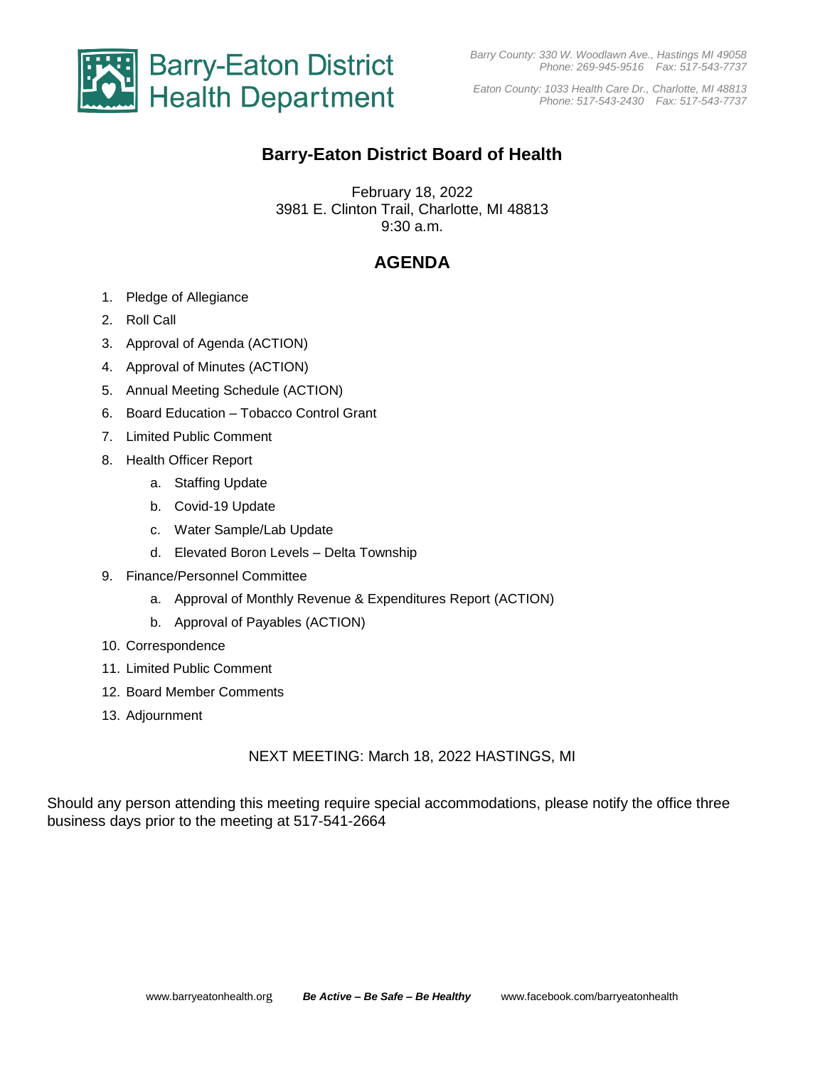# Barry-Eaton District Health Department

*Barry County: 330 W. Woodlawn Ave., Hastings MI 49058*
*Phone: 269-945-9516 Fax: 517-543-7737*

*Eaton County: 1033 Health Care Dr., Charlotte, MI 48813*
*Phone: 517-543-2430 Fax: 517-543-7737*

## Barry-Eaton District Board of Health

February 18, 2022
3981 E. Clinton Trail, Charlotte, MI 48813
9:30 a.m.

## AGENDA

1. Pledge of Allegiance
2. Roll Call
3. Approval of Agenda (ACTION)
4. Approval of Minutes (ACTION)
5. Annual Meeting Schedule (ACTION)
6. Board Education – Tobacco Control Grant
7. Limited Public Comment
8. Health Officer Report
   a. Staffing Update
   b. Covid-19 Update
   c. Water Sample/Lab Update
   d. Elevated Boron Levels – Delta Township
9. Finance/Personnel Committee
   a. Approval of Monthly Revenue & Expenditures Report (ACTION)
   b. Approval of Payables (ACTION)
10. Correspondence
11. Limited Public Comment
12. Board Member Comments
13. Adjournment

NEXT MEETING: March 18, 2022 HASTINGS, MI

Should any person attending this meeting require special accommodations, please notify the office three business days prior to the meeting at 517-541-2664

www.barryeatonhealth.org ***Be Active – Be Safe – Be Healthy*** www.facebook.com/barryeatonhealth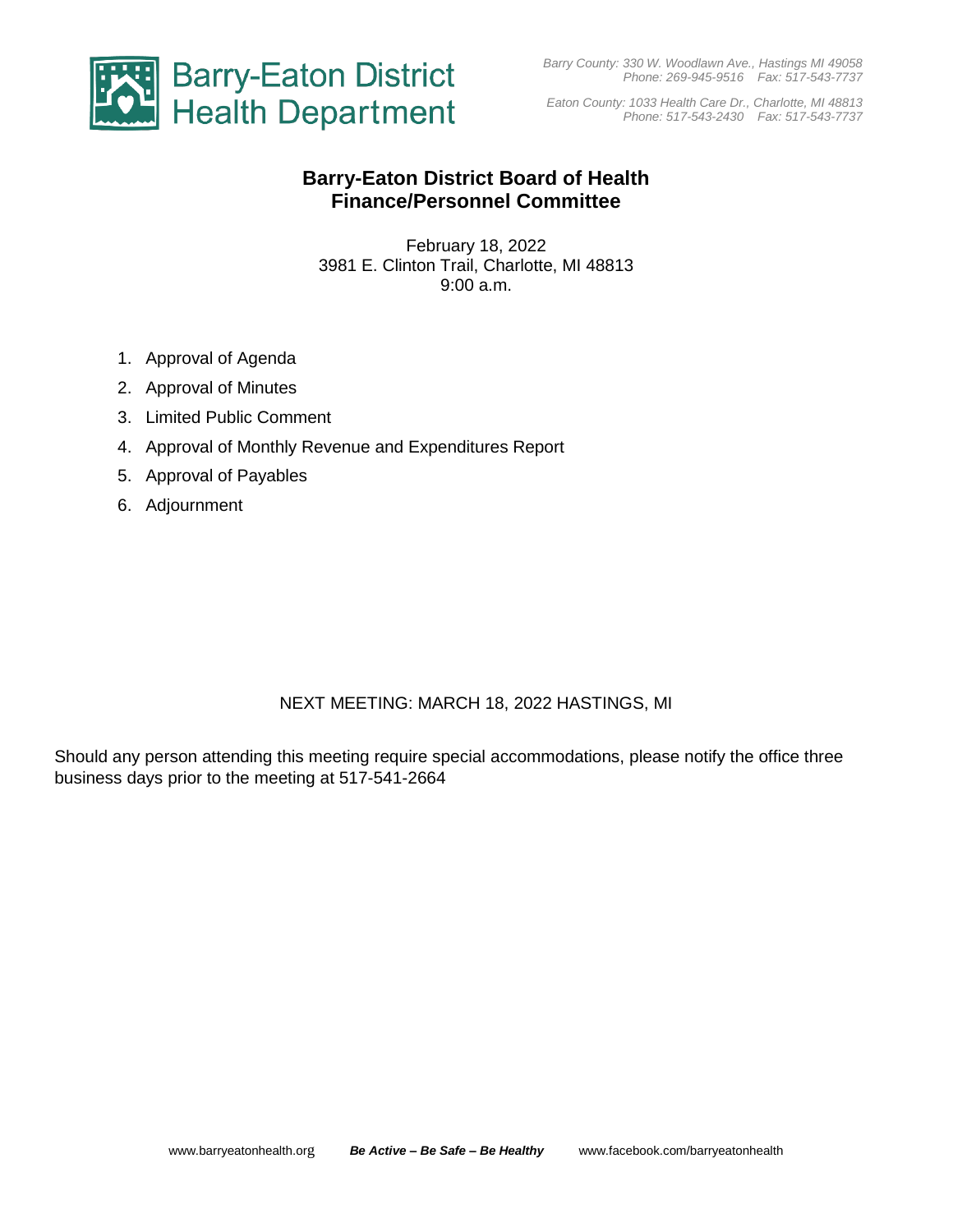Barry-Eaton District Health Department

*Barry County: 330 W. Woodlawn Ave., Hastings MI 49058*
*Phone: 269-945-9516 Fax: 517-543-7737*

*Eaton County: 1033 Health Care Dr., Charlotte, MI 48813*
*Phone: 517-543-2430 Fax: 517-543-7737*

# Barry-Eaton District Board of Health
## Finance/Personnel Committee

February 18, 2022
3981 E. Clinton Trail, Charlotte, MI 48813
9:00 a.m.

1. Approval of Agenda
2. Approval of Minutes
3. Limited Public Comment
4. Approval of Monthly Revenue and Expenditures Report
5. Approval of Payables
6. Adjournment

NEXT MEETING: MARCH 18, 2022 HASTINGS, MI

Should any person attending this meeting require special accommodations, please notify the office three business days prior to the meeting at 517-541-2664

www.barryeatonhealth.org ***Be Active – Be Safe – Be Healthy*** www.facebook.com/barryeatonhealth